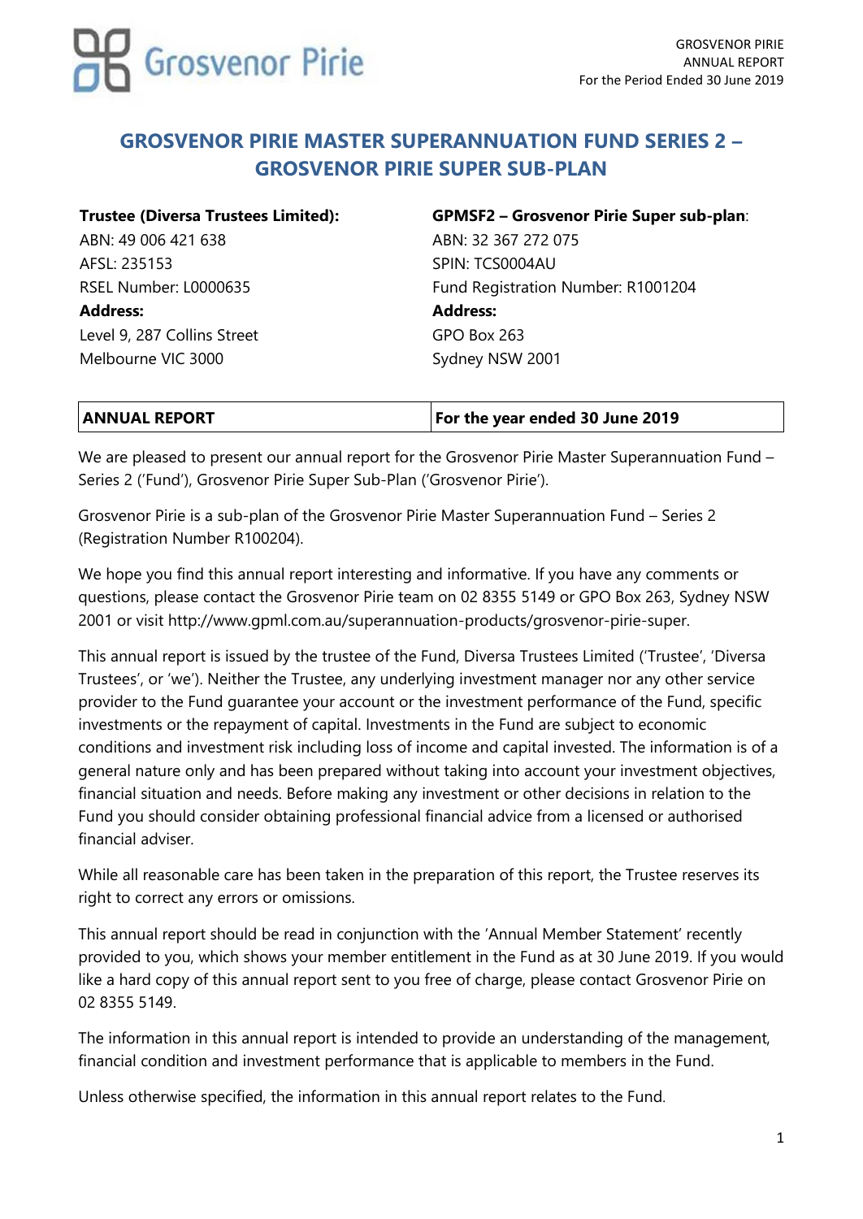# GROSVENOR PIRIE MASTER SUPERANNUATION FUND SERIES 2 – GROSVENOR PIRIE SUPER SUB-PLAN

**Trustee (Diversa Trustees Limited):**
ABN: 49 006 421 638
AFSL: 235153
RSEL Number: L0000635
**Address:**
Level 9, 287 Collins Street
Melbourne VIC 3000

**GPMSF2 – Grosvenor Pirie Super sub-plan**:
ABN: 32 367 272 075
SPIN: TCS0004AU
Fund Registration Number: R1001204
**Address:**
GPO Box 263
Sydney NSW 2001

| ANNUAL REPORT | For the year ended 30 June 2019 |
|---|---|

We are pleased to present our annual report for the Grosvenor Pirie Master Superannuation Fund – Series 2 ('Fund'), Grosvenor Pirie Super Sub-Plan ('Grosvenor Pirie').

Grosvenor Pirie is a sub-plan of the Grosvenor Pirie Master Superannuation Fund – Series 2 (Registration Number R100204).

We hope you find this annual report interesting and informative. If you have any comments or questions, please contact the Grosvenor Pirie team on 02 8355 5149 or GPO Box 263, Sydney NSW 2001 or visit http://www.gpml.com.au/superannuation-products/grosvenor-pirie-super.

This annual report is issued by the trustee of the Fund, Diversa Trustees Limited ('Trustee', 'Diversa Trustees', or 'we'). Neither the Trustee, any underlying investment manager nor any other service provider to the Fund guarantee your account or the investment performance of the Fund, specific investments or the repayment of capital. Investments in the Fund are subject to economic conditions and investment risk including loss of income and capital invested. The information is of a general nature only and has been prepared without taking into account your investment objectives, financial situation and needs. Before making any investment or other decisions in relation to the Fund you should consider obtaining professional financial advice from a licensed or authorised financial adviser.

While all reasonable care has been taken in the preparation of this report, the Trustee reserves its right to correct any errors or omissions.

This annual report should be read in conjunction with the 'Annual Member Statement' recently provided to you, which shows your member entitlement in the Fund as at 30 June 2019. If you would like a hard copy of this annual report sent to you free of charge, please contact Grosvenor Pirie on 02 8355 5149.

The information in this annual report is intended to provide an understanding of the management, financial condition and investment performance that is applicable to members in the Fund.

Unless otherwise specified, the information in this annual report relates to the Fund.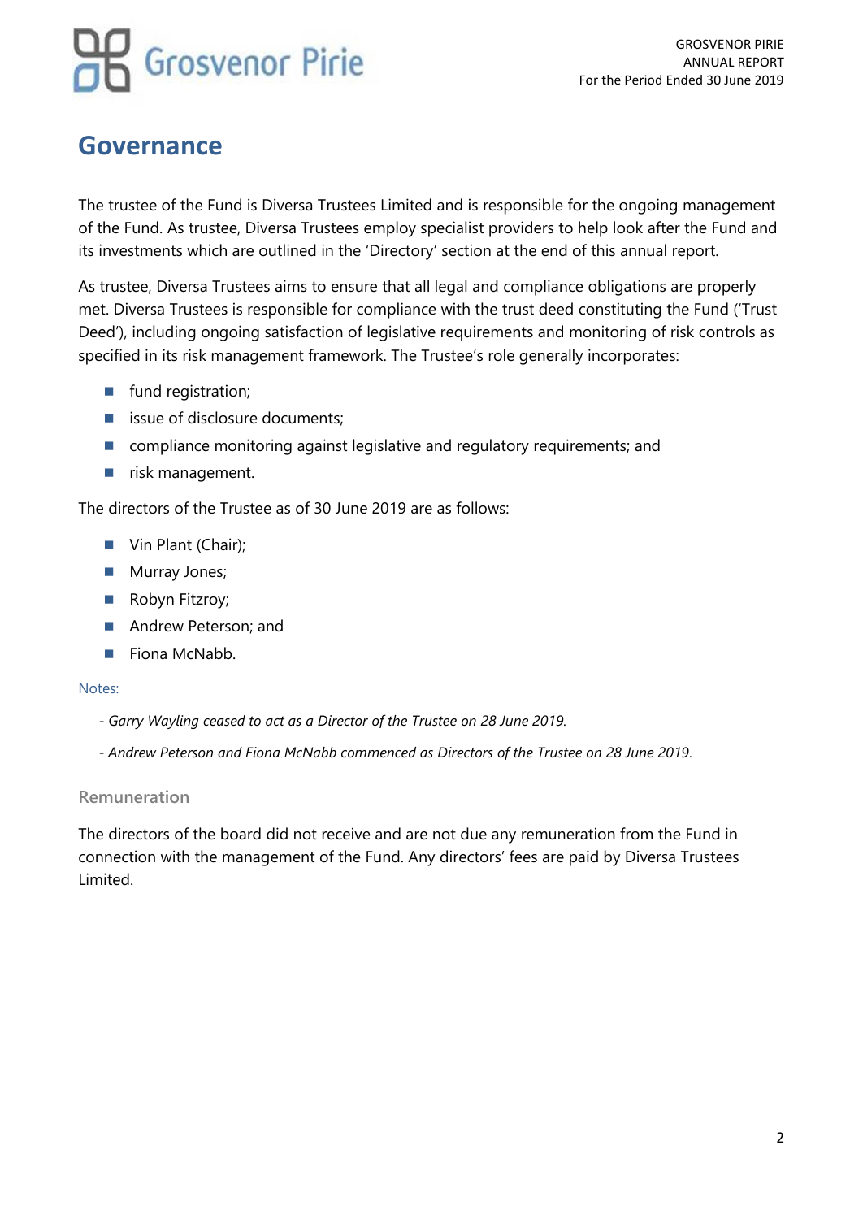## Governance

The trustee of the Fund is Diversa Trustees Limited and is responsible for the ongoing management of the Fund. As trustee, Diversa Trustees employ specialist providers to help look after the Fund and its investments which are outlined in the 'Directory' section at the end of this annual report.

As trustee, Diversa Trustees aims to ensure that all legal and compliance obligations are properly met. Diversa Trustees is responsible for compliance with the trust deed constituting the Fund ('Trust Deed'), including ongoing satisfaction of legislative requirements and monitoring of risk controls as specified in its risk management framework. The Trustee's role generally incorporates:

- fund registration;
- issue of disclosure documents;
- compliance monitoring against legislative and regulatory requirements; and
- risk management.

The directors of the Trustee as of 30 June 2019 are as follows:

- Vin Plant (Chair);
- Murray Jones;
- Robyn Fitzroy;
- Andrew Peterson; and
- Fiona McNabb.

Notes:

*- Garry Wayling ceased to act as a Director of the Trustee on 28 June 2019.*

*- Andrew Peterson and Fiona McNabb commenced as Directors of the Trustee on 28 June 2019.*

### Remuneration

The directors of the board did not receive and are not due any remuneration from the Fund in connection with the management of the Fund. Any directors' fees are paid by Diversa Trustees Limited.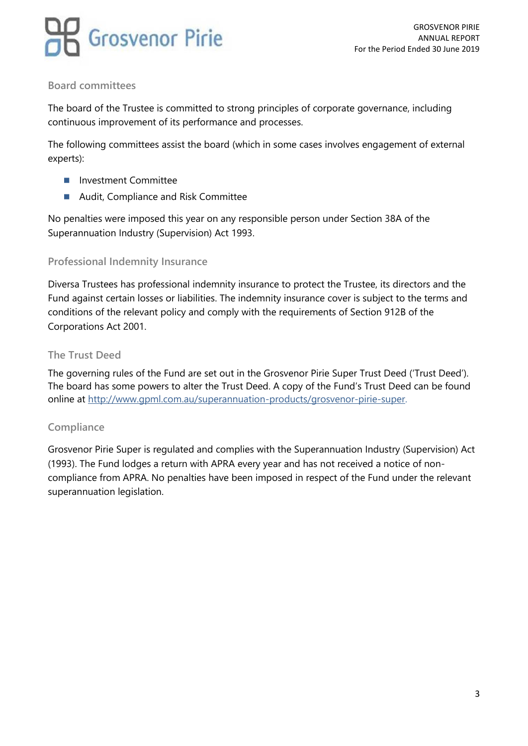## Board committees

The board of the Trustee is committed to strong principles of corporate governance, including continuous improvement of its performance and processes.

The following committees assist the board (which in some cases involves engagement of external experts):

- Investment Committee
- Audit, Compliance and Risk Committee

No penalties were imposed this year on any responsible person under Section 38A of the Superannuation Industry (Supervision) Act 1993.

## Professional Indemnity Insurance

Diversa Trustees has professional indemnity insurance to protect the Trustee, its directors and the Fund against certain losses or liabilities. The indemnity insurance cover is subject to the terms and conditions of the relevant policy and comply with the requirements of Section 912B of the Corporations Act 2001.

## The Trust Deed

The governing rules of the Fund are set out in the Grosvenor Pirie Super Trust Deed ('Trust Deed'). The board has some powers to alter the Trust Deed. A copy of the Fund's Trust Deed can be found online at http://www.gpml.com.au/superannuation-products/grosvenor-pirie-super.

## Compliance

Grosvenor Pirie Super is regulated and complies with the Superannuation Industry (Supervision) Act (1993). The Fund lodges a return with APRA every year and has not received a notice of non-compliance from APRA. No penalties have been imposed in respect of the Fund under the relevant superannuation legislation.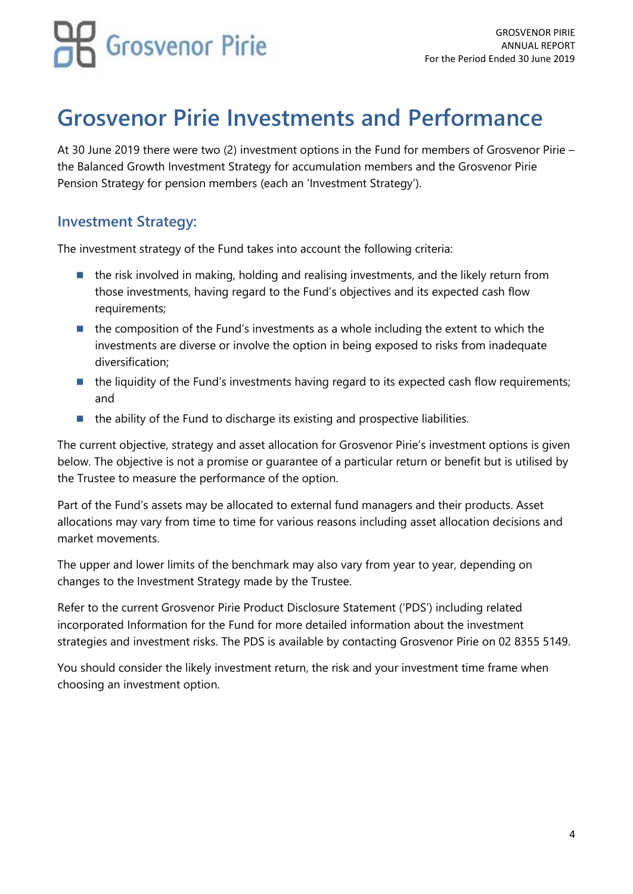# Grosvenor Pirie Investments and Performance

At 30 June 2019 there were two (2) investment options in the Fund for members of Grosvenor Pirie – the Balanced Growth Investment Strategy for accumulation members and the Grosvenor Pirie Pension Strategy for pension members (each an 'Investment Strategy').

## Investment Strategy:

The investment strategy of the Fund takes into account the following criteria:

- the risk involved in making, holding and realising investments, and the likely return from those investments, having regard to the Fund's objectives and its expected cash flow requirements;
- the composition of the Fund's investments as a whole including the extent to which the investments are diverse or involve the option in being exposed to risks from inadequate diversification;
- the liquidity of the Fund's investments having regard to its expected cash flow requirements; and
- the ability of the Fund to discharge its existing and prospective liabilities.

The current objective, strategy and asset allocation for Grosvenor Pirie's investment options is given below. The objective is not a promise or guarantee of a particular return or benefit but is utilised by the Trustee to measure the performance of the option.

Part of the Fund's assets may be allocated to external fund managers and their products. Asset allocations may vary from time to time for various reasons including asset allocation decisions and market movements.

The upper and lower limits of the benchmark may also vary from year to year, depending on changes to the Investment Strategy made by the Trustee.

Refer to the current Grosvenor Pirie Product Disclosure Statement ('PDS') including related incorporated Information for the Fund for more detailed information about the investment strategies and investment risks. The PDS is available by contacting Grosvenor Pirie on 02 8355 5149.

You should consider the likely investment return, the risk and your investment time frame when choosing an investment option.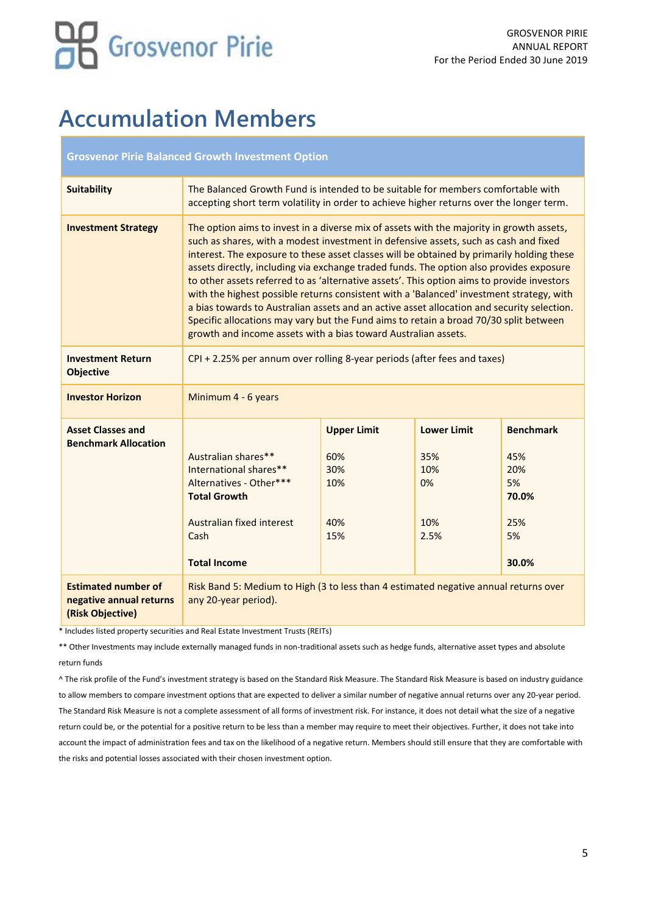# Accumulation Members

| Grosvenor Pirie Balanced Growth Investment Option | | | | |
|---|---|---|---|---|
| **Suitability** | The Balanced Growth Fund is intended to be suitable for members comfortable with accepting short term volatility in order to achieve higher returns over the longer term. | | | |
| **Investment Strategy** | The option aims to invest in a diverse mix of assets with the majority in growth assets, such as shares, with a modest investment in defensive assets, such as cash and fixed interest. The exposure to these asset classes will be obtained by primarily holding these assets directly, including via exchange traded funds. The option also provides exposure to other assets referred to as 'alternative assets'. This option aims to provide investors with the highest possible returns consistent with a 'Balanced' investment strategy, with a bias towards to Australian assets and an active asset allocation and security selection. Specific allocations may vary but the Fund aims to retain a broad 70/30 split between growth and income assets with a bias toward Australian assets. | | | |
| **Investment Return Objective** | CPI + 2.25% per annum over rolling 8-year periods (after fees and taxes) | | | |
| **Investor Horizon** | Minimum 4 - 6 years | | | |
| **Asset Classes and Benchmark Allocation** | | **Upper Limit** | **Lower Limit** | **Benchmark** |
| | Australian shares** | 60% | 35% | 45% |
| | International shares** | 30% | 10% | 20% |
| | Alternatives - Other*** | 10% | 0% | 5% |
| | **Total Growth** | | | **70.0%** |
| | Australian fixed interest | 40% | 10% | 25% |
| | Cash | 15% | 2.5% | 5% |
| | **Total Income** | | | **30.0%** |
| **Estimated number of negative annual returns (Risk Objective)** | Risk Band 5: Medium to High (3 to less than 4 estimated negative annual returns over any 20-year period). | | | |

* Includes listed property securities and Real Estate Investment Trusts (REITs)

** Other Investments may include externally managed funds in non-traditional assets such as hedge funds, alternative asset types and absolute return funds

^ The risk profile of the Fund's investment strategy is based on the Standard Risk Measure. The Standard Risk Measure is based on industry guidance to allow members to compare investment options that are expected to deliver a similar number of negative annual returns over any 20-year period. The Standard Risk Measure is not a complete assessment of all forms of investment risk. For instance, it does not detail what the size of a negative return could be, or the potential for a positive return to be less than a member may require to meet their objectives. Further, it does not take into account the impact of administration fees and tax on the likelihood of a negative return. Members should still ensure that they are comfortable with the risks and potential losses associated with their chosen investment option.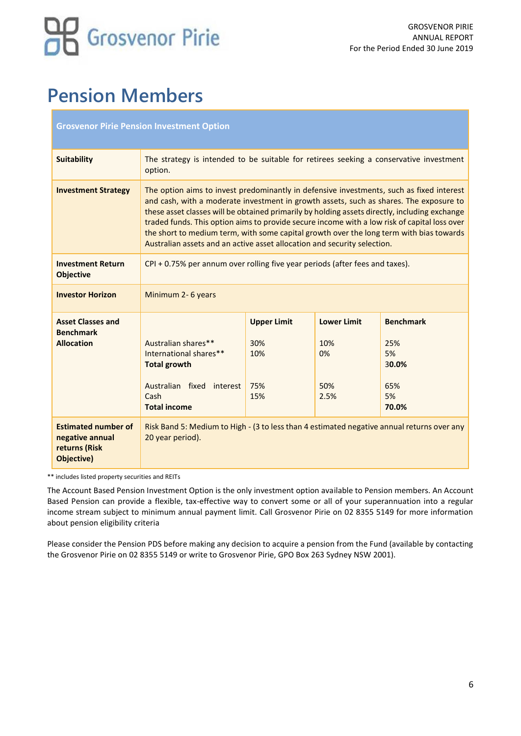# Pension Members

| Grosvenor Pirie Pension Investment Option | | | | |
|---|---|---|---|---|
| **Suitability** | The strategy is intended to be suitable for retirees seeking a conservative investment option. | | | |
| **Investment Strategy** | The option aims to invest predominantly in defensive investments, such as fixed interest and cash, with a moderate investment in growth assets, such as shares. The exposure to these asset classes will be obtained primarily by holding assets directly, including exchange traded funds. This option aims to provide secure income with a low risk of capital loss over the short to medium term, with some capital growth over the long term with bias towards Australian assets and an active asset allocation and security selection. | | | |
| **Investment Return Objective** | CPI + 0.75% per annum over rolling five year periods (after fees and taxes). | | | |
| **Investor Horizon** | Minimum 2- 6 years | | | |
| **Asset Classes and Benchmark Allocation** | | **Upper Limit** | **Lower Limit** | **Benchmark** |
| | Australian shares** | 30% | 10% | 25% |
| | International shares** | 10% | 0% | 5% |
| | **Total growth** | | | **30.0%** |
| | Australian fixed interest | 75% | 50% | 65% |
| | Cash | 15% | 2.5% | 5% |
| | **Total income** | | | **70.0%** |
| **Estimated number of negative annual returns (Risk Objective)** | Risk Band 5: Medium to High - (3 to less than 4 estimated negative annual returns over any 20 year period). | | | |

** includes listed property securities and REITs

The Account Based Pension Investment Option is the only investment option available to Pension members. An Account Based Pension can provide a flexible, tax-effective way to convert some or all of your superannuation into a regular income stream subject to minimum annual payment limit. Call Grosvenor Pirie on 02 8355 5149 for more information about pension eligibility criteria

Please consider the Pension PDS before making any decision to acquire a pension from the Fund (available by contacting the Grosvenor Pirie on 02 8355 5149 or write to Grosvenor Pirie, GPO Box 263 Sydney NSW 2001).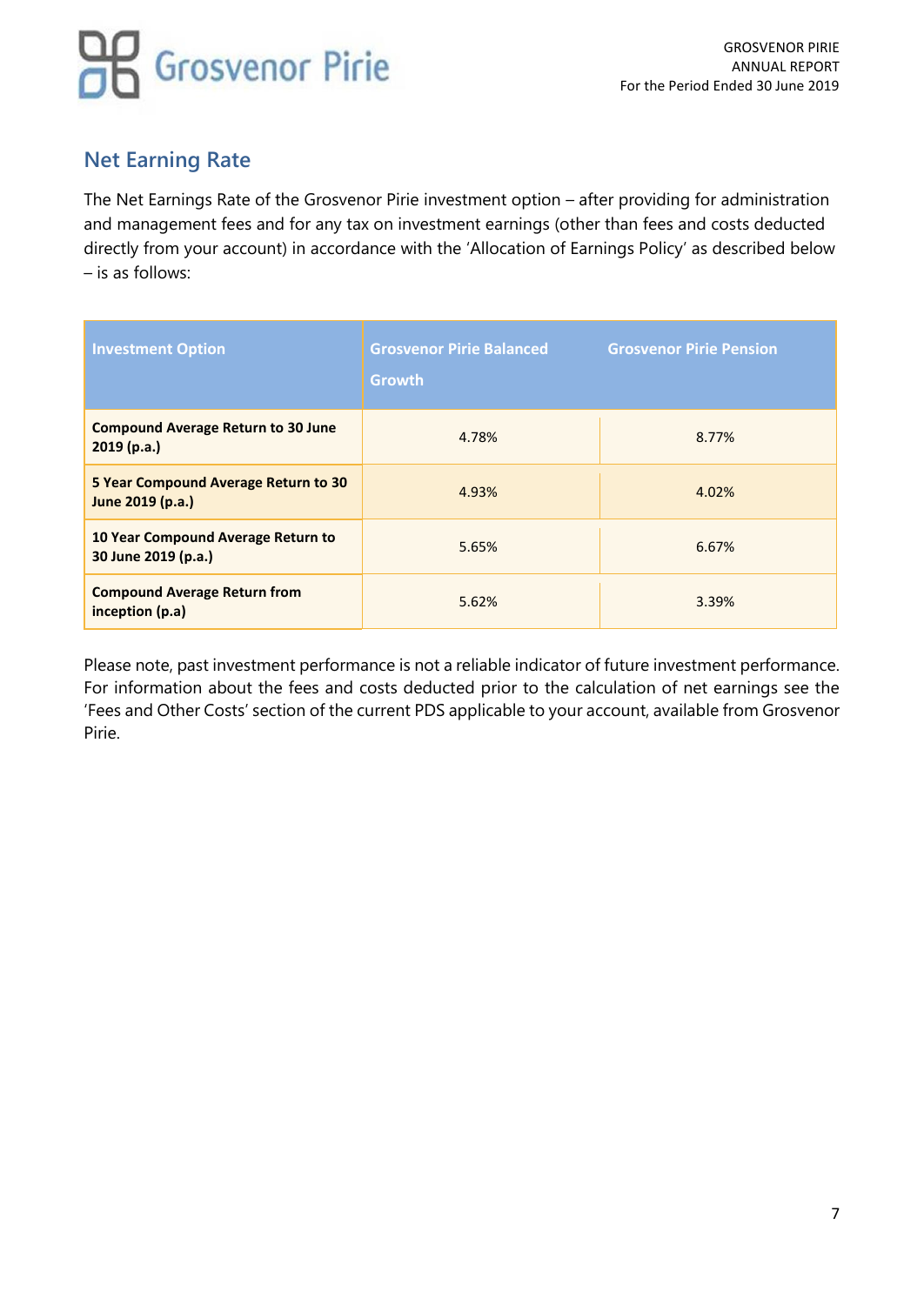## Net Earning Rate

The Net Earnings Rate of the Grosvenor Pirie investment option – after providing for administration and management fees and for any tax on investment earnings (other than fees and costs deducted directly from your account) in accordance with the 'Allocation of Earnings Policy' as described below – is as follows:

| Investment Option | Grosvenor Pirie Balanced Growth | Grosvenor Pirie Pension |
|---|---|---|
| **Compound Average Return to 30 June 2019 (p.a.)** | 4.78% | 8.77% |
| **5 Year Compound Average Return to 30 June 2019 (p.a.)** | 4.93% | 4.02% |
| **10 Year Compound Average Return to 30 June 2019 (p.a.)** | 5.65% | 6.67% |
| **Compound Average Return from inception (p.a)** | 5.62% | 3.39% |

Please note, past investment performance is not a reliable indicator of future investment performance. For information about the fees and costs deducted prior to the calculation of net earnings see the 'Fees and Other Costs' section of the current PDS applicable to your account, available from Grosvenor Pirie.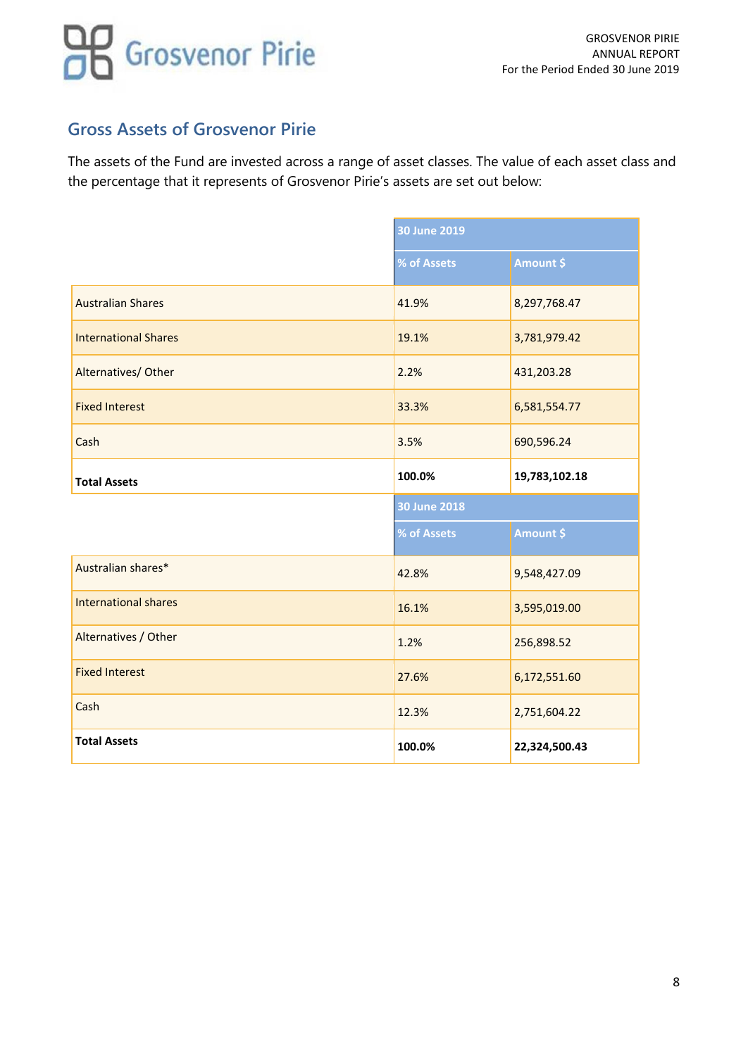## Gross Assets of Grosvenor Pirie

The assets of the Fund are invested across a range of asset classes. The value of each asset class and the percentage that it represents of Grosvenor Pirie's assets are set out below:

| | 30 June 2019 | |
|---|---|---|
| | % of Assets | Amount $ |
| Australian Shares | 41.9% | 8,297,768.47 |
| International Shares | 19.1% | 3,781,979.42 |
| Alternatives/ Other | 2.2% | 431,203.28 |
| Fixed Interest | 33.3% | 6,581,554.77 |
| Cash | 3.5% | 690,596.24 |
| **Total Assets** | **100.0%** | **19,783,102.18** |

| | 30 June 2018 | |
|---|---|---|
| | % of Assets | Amount $ |
| Australian shares* | 42.8% | 9,548,427.09 |
| International shares | 16.1% | 3,595,019.00 |
| Alternatives / Other | 1.2% | 256,898.52 |
| Fixed Interest | 27.6% | 6,172,551.60 |
| Cash | 12.3% | 2,751,604.22 |
| **Total Assets** | **100.0%** | **22,324,500.43** |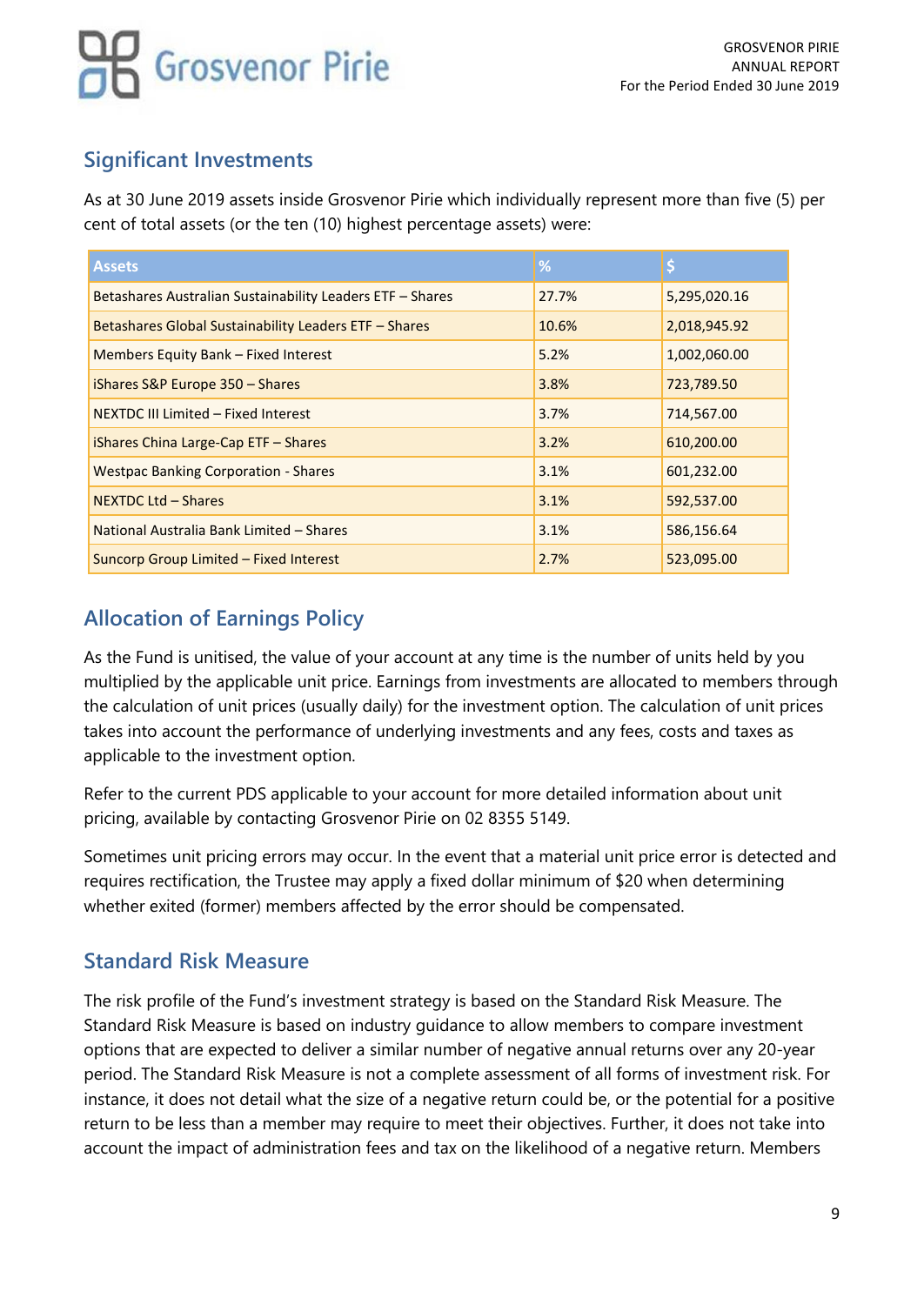## Significant Investments

As at 30 June 2019 assets inside Grosvenor Pirie which individually represent more than five (5) per cent of total assets (or the ten (10) highest percentage assets) were:

| Assets | % | $ |
|---|---|---|
| Betashares Australian Sustainability Leaders ETF – Shares | 27.7% | 5,295,020.16 |
| Betashares Global Sustainability Leaders ETF – Shares | 10.6% | 2,018,945.92 |
| Members Equity Bank – Fixed Interest | 5.2% | 1,002,060.00 |
| iShares S&P Europe 350 – Shares | 3.8% | 723,789.50 |
| NEXTDC III Limited – Fixed Interest | 3.7% | 714,567.00 |
| iShares China Large-Cap ETF – Shares | 3.2% | 610,200.00 |
| Westpac Banking Corporation - Shares | 3.1% | 601,232.00 |
| NEXTDC Ltd – Shares | 3.1% | 592,537.00 |
| National Australia Bank Limited – Shares | 3.1% | 586,156.64 |
| Suncorp Group Limited – Fixed Interest | 2.7% | 523,095.00 |

## Allocation of Earnings Policy

As the Fund is unitised, the value of your account at any time is the number of units held by you multiplied by the applicable unit price. Earnings from investments are allocated to members through the calculation of unit prices (usually daily) for the investment option. The calculation of unit prices takes into account the performance of underlying investments and any fees, costs and taxes as applicable to the investment option.

Refer to the current PDS applicable to your account for more detailed information about unit pricing, available by contacting Grosvenor Pirie on 02 8355 5149.

Sometimes unit pricing errors may occur. In the event that a material unit price error is detected and requires rectification, the Trustee may apply a fixed dollar minimum of $20 when determining whether exited (former) members affected by the error should be compensated.

## Standard Risk Measure

The risk profile of the Fund's investment strategy is based on the Standard Risk Measure. The Standard Risk Measure is based on industry guidance to allow members to compare investment options that are expected to deliver a similar number of negative annual returns over any 20-year period. The Standard Risk Measure is not a complete assessment of all forms of investment risk. For instance, it does not detail what the size of a negative return could be, or the potential for a positive return to be less than a member may require to meet their objectives. Further, it does not take into account the impact of administration fees and tax on the likelihood of a negative return. Members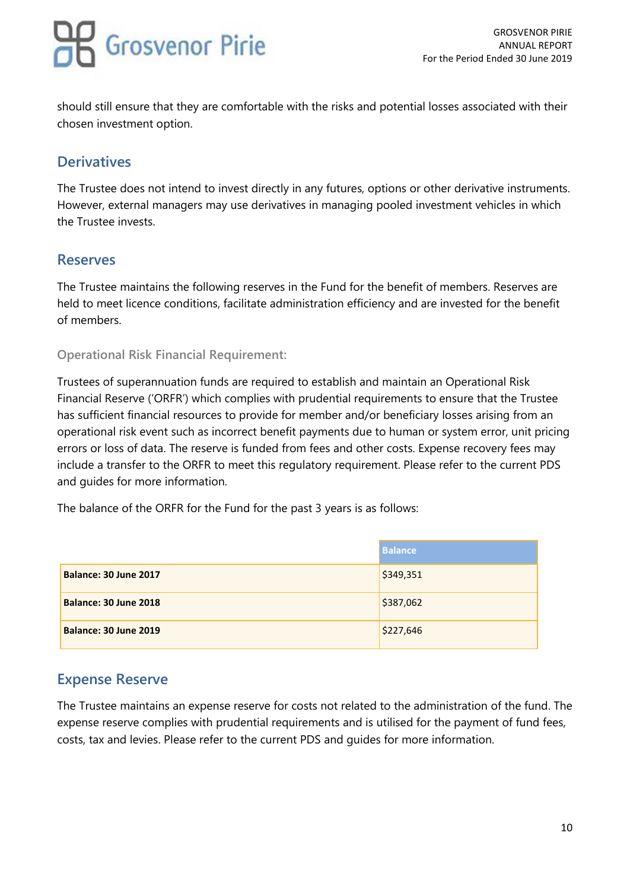should still ensure that they are comfortable with the risks and potential losses associated with their chosen investment option.

## Derivatives

The Trustee does not intend to invest directly in any futures, options or other derivative instruments. However, external managers may use derivatives in managing pooled investment vehicles in which the Trustee invests.

## Reserves

The Trustee maintains the following reserves in the Fund for the benefit of members. Reserves are held to meet licence conditions, facilitate administration efficiency and are invested for the benefit of members.

### Operational Risk Financial Requirement:

Trustees of superannuation funds are required to establish and maintain an Operational Risk Financial Reserve ('ORFR') which complies with prudential requirements to ensure that the Trustee has sufficient financial resources to provide for member and/or beneficiary losses arising from an operational risk event such as incorrect benefit payments due to human or system error, unit pricing errors or loss of data. The reserve is funded from fees and other costs. Expense recovery fees may include a transfer to the ORFR to meet this regulatory requirement. Please refer to the current PDS and guides for more information.

The balance of the ORFR for the Fund for the past 3 years is as follows:

| | Balance |
|---|---|
| **Balance: 30 June 2017** | $349,351 |
| **Balance: 30 June 2018** | $387,062 |
| **Balance: 30 June 2019** | $227,646 |

## Expense Reserve

The Trustee maintains an expense reserve for costs not related to the administration of the fund. The expense reserve complies with prudential requirements and is utilised for the payment of fund fees, costs, tax and levies. Please refer to the current PDS and guides for more information.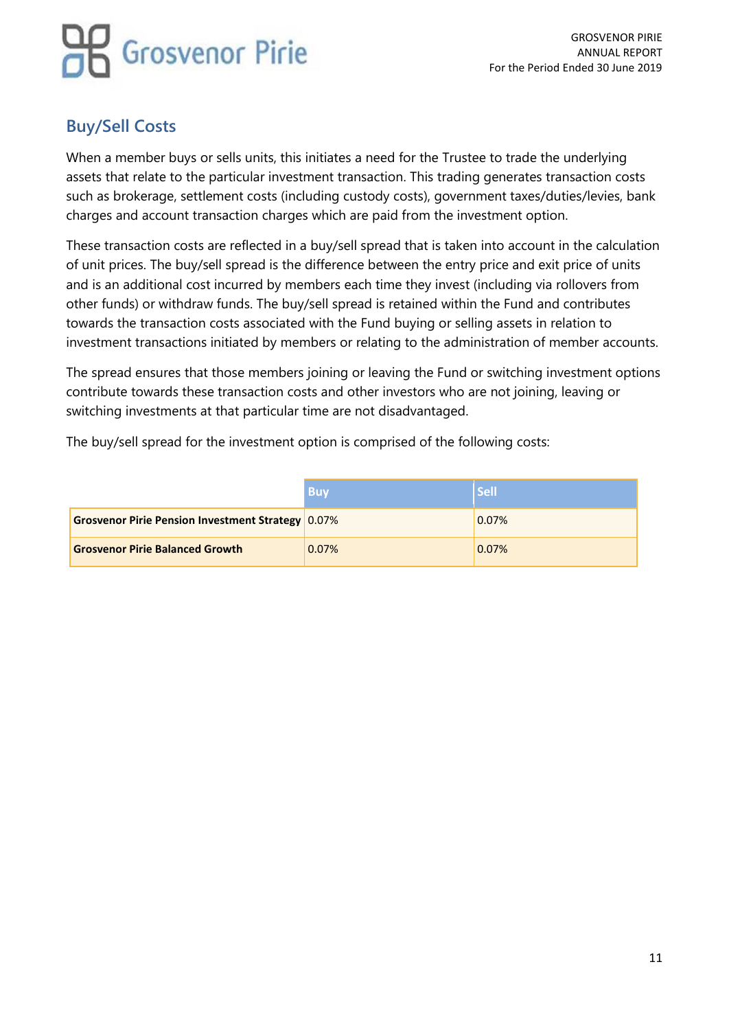## Buy/Sell Costs

When a member buys or sells units, this initiates a need for the Trustee to trade the underlying assets that relate to the particular investment transaction. This trading generates transaction costs such as brokerage, settlement costs (including custody costs), government taxes/duties/levies, bank charges and account transaction charges which are paid from the investment option.

These transaction costs are reflected in a buy/sell spread that is taken into account in the calculation of unit prices. The buy/sell spread is the difference between the entry price and exit price of units and is an additional cost incurred by members each time they invest (including via rollovers from other funds) or withdraw funds. The buy/sell spread is retained within the Fund and contributes towards the transaction costs associated with the Fund buying or selling assets in relation to investment transactions initiated by members or relating to the administration of member accounts.

The spread ensures that those members joining or leaving the Fund or switching investment options contribute towards these transaction costs and other investors who are not joining, leaving or switching investments at that particular time are not disadvantaged.

The buy/sell spread for the investment option is comprised of the following costs:

| | Buy | Sell |
|---|---|---|
| **Grosvenor Pirie Pension Investment Strategy** | 0.07% | 0.07% |
| **Grosvenor Pirie Balanced Growth** | 0.07% | 0.07% |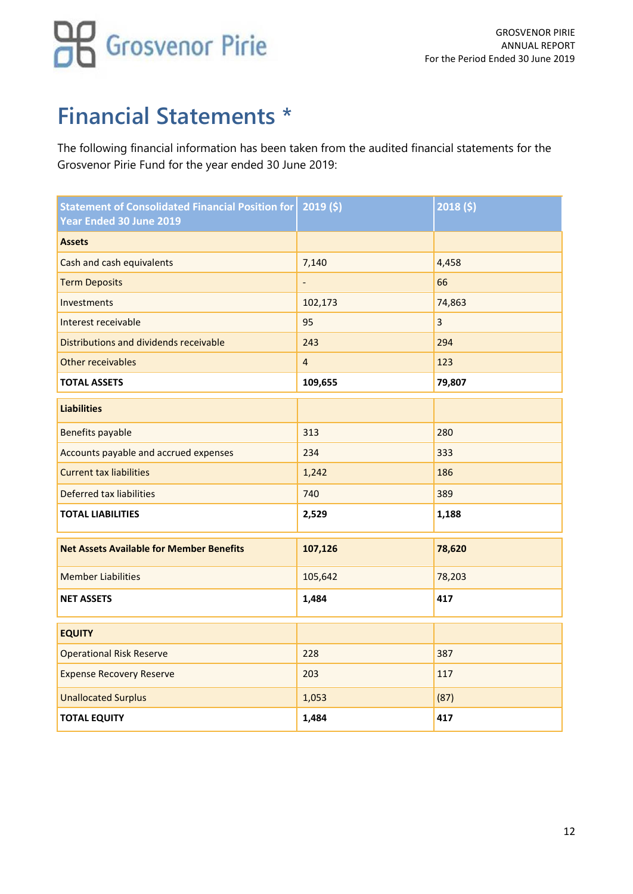# Financial Statements *

The following financial information has been taken from the audited financial statements for the Grosvenor Pirie Fund for the year ended 30 June 2019:

| Statement of Consolidated Financial Position for Year Ended 30 June 2019 | 2019 ($) | 2018 ($) |
|---|---|---|
| **Assets** | | |
| Cash and cash equivalents | 7,140 | 4,458 |
| Term Deposits | - | 66 |
| Investments | 102,173 | 74,863 |
| Interest receivable | 95 | 3 |
| Distributions and dividends receivable | 243 | 294 |
| Other receivables | 4 | 123 |
| **TOTAL ASSETS** | **109,655** | **79,807** |
| **Liabilities** | | |
| Benefits payable | 313 | 280 |
| Accounts payable and accrued expenses | 234 | 333 |
| Current tax liabilities | 1,242 | 186 |
| Deferred tax liabilities | 740 | 389 |
| **TOTAL LIABILITIES** | **2,529** | **1,188** |
| **Net Assets Available for Member Benefits** | **107,126** | **78,620** |
| Member Liabilities | 105,642 | 78,203 |
| **NET ASSETS** | **1,484** | **417** |
| **EQUITY** | | |
| Operational Risk Reserve | 228 | 387 |
| Expense Recovery Reserve | 203 | 117 |
| Unallocated Surplus | 1,053 | (87) |
| **TOTAL EQUITY** | **1,484** | **417** |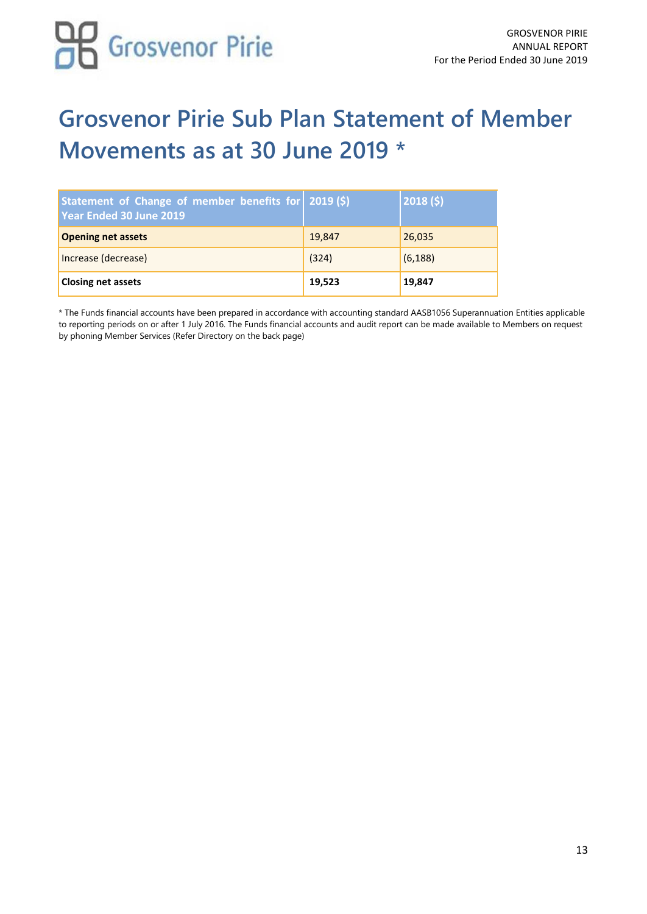# Grosvenor Pirie Sub Plan Statement of Member Movements as at 30 June 2019 *

| Statement of Change of member benefits for Year Ended 30 June 2019 | 2019 ($) | 2018 ($) |
|---|---|---|
| **Opening net assets** | 19,847 | 26,035 |
| Increase (decrease) | (324) | (6,188) |
| **Closing net assets** | **19,523** | **19,847** |

* The Funds financial accounts have been prepared in accordance with accounting standard AASB1056 Superannuation Entities applicable to reporting periods on or after 1 July 2016. The Funds financial accounts and audit report can be made available to Members on request by phoning Member Services (Refer Directory on the back page)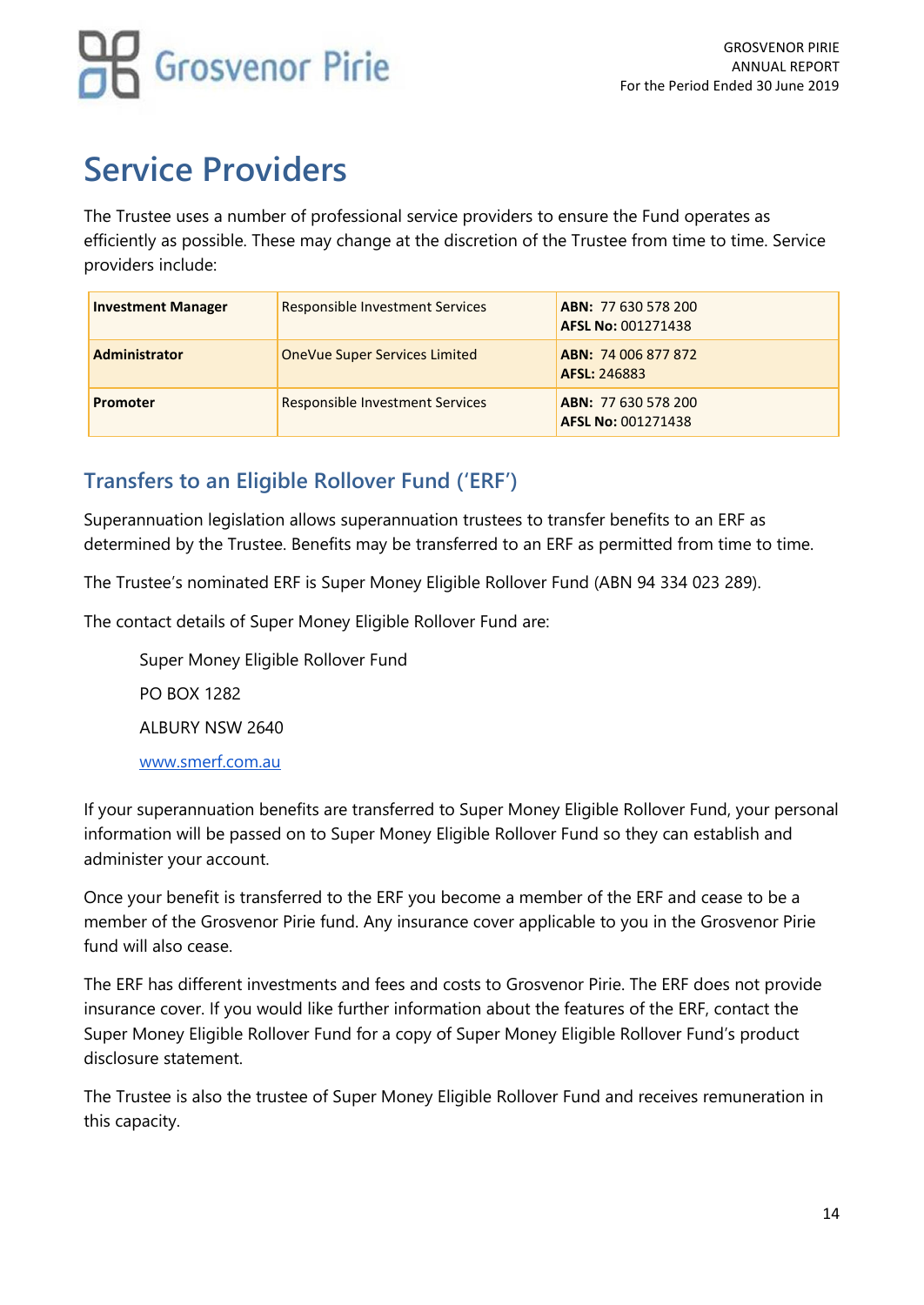# Service Providers

The Trustee uses a number of professional service providers to ensure the Fund operates as efficiently as possible. These may change at the discretion of the Trustee from time to time. Service providers include:

| | | |
|---|---|---|
| **Investment Manager** | Responsible Investment Services | **ABN:** 77 630 578 200<br>**AFSL No:** 001271438 |
| **Administrator** | OneVue Super Services Limited | **ABN:** 74 006 877 872<br>**AFSL:** 246883 |
| **Promoter** | Responsible Investment Services | **ABN:** 77 630 578 200<br>**AFSL No:** 001271438 |

## Transfers to an Eligible Rollover Fund ('ERF')

Superannuation legislation allows superannuation trustees to transfer benefits to an ERF as determined by the Trustee. Benefits may be transferred to an ERF as permitted from time to time.

The Trustee's nominated ERF is Super Money Eligible Rollover Fund (ABN 94 334 023 289).

The contact details of Super Money Eligible Rollover Fund are:

Super Money Eligible Rollover Fund

PO BOX 1282

ALBURY NSW 2640

www.smerf.com.au

If your superannuation benefits are transferred to Super Money Eligible Rollover Fund, your personal information will be passed on to Super Money Eligible Rollover Fund so they can establish and administer your account.

Once your benefit is transferred to the ERF you become a member of the ERF and cease to be a member of the Grosvenor Pirie fund. Any insurance cover applicable to you in the Grosvenor Pirie fund will also cease.

The ERF has different investments and fees and costs to Grosvenor Pirie. The ERF does not provide insurance cover. If you would like further information about the features of the ERF, contact the Super Money Eligible Rollover Fund for a copy of Super Money Eligible Rollover Fund's product disclosure statement.

The Trustee is also the trustee of Super Money Eligible Rollover Fund and receives remuneration in this capacity.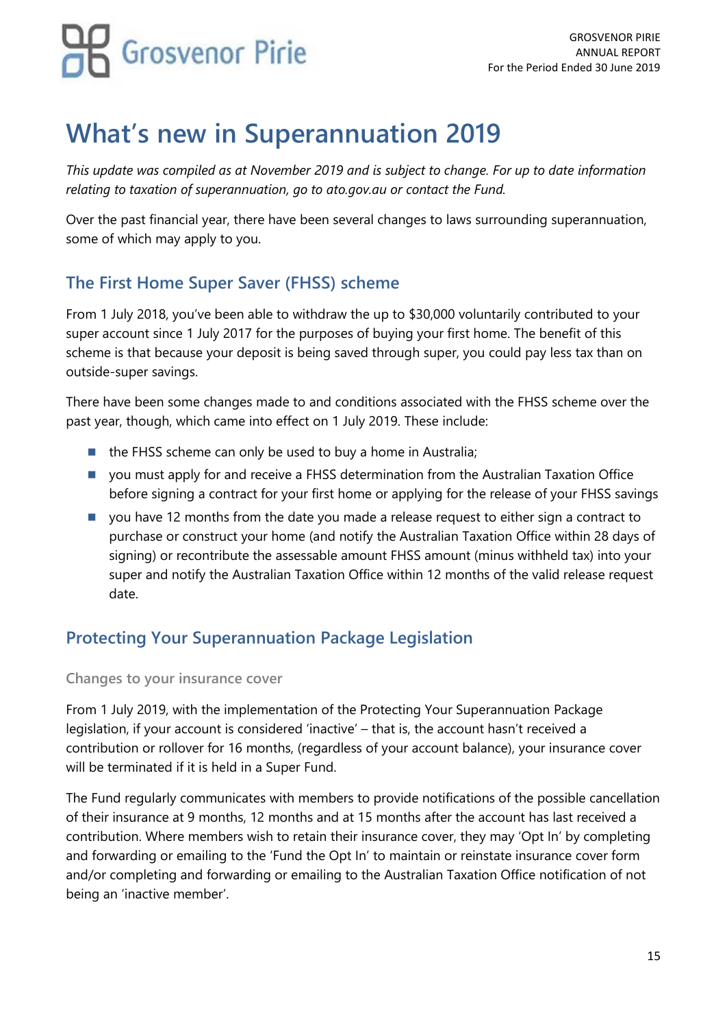# What's new in Superannuation 2019

*This update was compiled as at November 2019 and is subject to change. For up to date information relating to taxation of superannuation, go to ato.gov.au or contact the Fund.*

Over the past financial year, there have been several changes to laws surrounding superannuation, some of which may apply to you.

## The First Home Super Saver (FHSS) scheme

From 1 July 2018, you've been able to withdraw the up to $30,000 voluntarily contributed to your super account since 1 July 2017 for the purposes of buying your first home. The benefit of this scheme is that because your deposit is being saved through super, you could pay less tax than on outside-super savings.

There have been some changes made to and conditions associated with the FHSS scheme over the past year, though, which came into effect on 1 July 2019. These include:

- the FHSS scheme can only be used to buy a home in Australia;
- you must apply for and receive a FHSS determination from the Australian Taxation Office before signing a contract for your first home or applying for the release of your FHSS savings
- you have 12 months from the date you made a release request to either sign a contract to purchase or construct your home (and notify the Australian Taxation Office within 28 days of signing) or recontribute the assessable amount FHSS amount (minus withheld tax) into your super and notify the Australian Taxation Office within 12 months of the valid release request date.

## Protecting Your Superannuation Package Legislation

### Changes to your insurance cover

From 1 July 2019, with the implementation of the Protecting Your Superannuation Package legislation, if your account is considered 'inactive' – that is, the account hasn't received a contribution or rollover for 16 months, (regardless of your account balance), your insurance cover will be terminated if it is held in a Super Fund.

The Fund regularly communicates with members to provide notifications of the possible cancellation of their insurance at 9 months, 12 months and at 15 months after the account has last received a contribution. Where members wish to retain their insurance cover, they may 'Opt In' by completing and forwarding or emailing to the 'Fund the Opt In' to maintain or reinstate insurance cover form and/or completing and forwarding or emailing to the Australian Taxation Office notification of not being an 'inactive member'.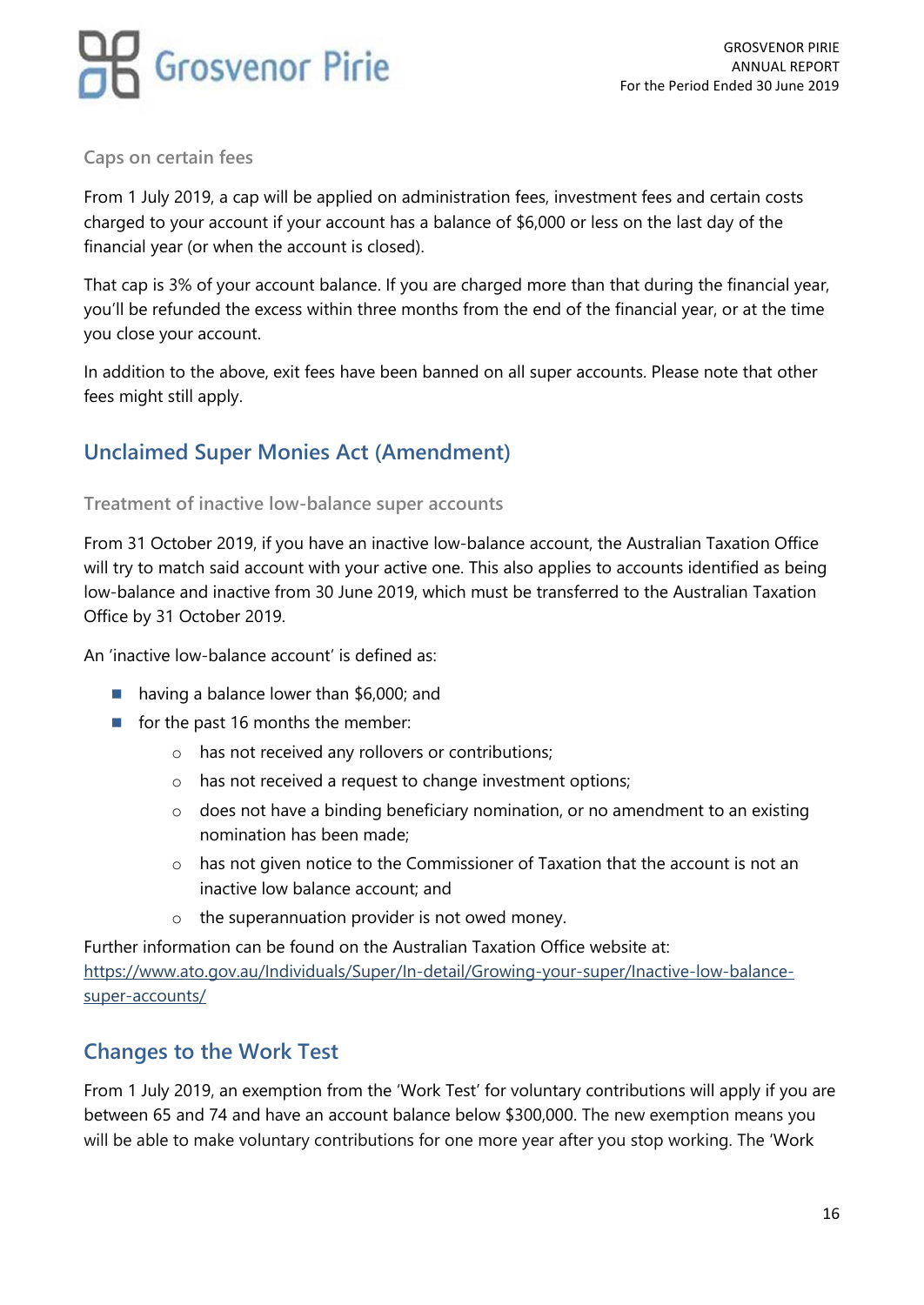### Caps on certain fees

From 1 July 2019, a cap will be applied on administration fees, investment fees and certain costs charged to your account if your account has a balance of $6,000 or less on the last day of the financial year (or when the account is closed).

That cap is 3% of your account balance. If you are charged more than that during the financial year, you'll be refunded the excess within three months from the end of the financial year, or at the time you close your account.

In addition to the above, exit fees have been banned on all super accounts. Please note that other fees might still apply.

## Unclaimed Super Monies Act (Amendment)

### Treatment of inactive low-balance super accounts

From 31 October 2019, if you have an inactive low-balance account, the Australian Taxation Office will try to match said account with your active one. This also applies to accounts identified as being low-balance and inactive from 30 June 2019, which must be transferred to the Australian Taxation Office by 31 October 2019.

An 'inactive low-balance account' is defined as:

- having a balance lower than $6,000; and
- for the past 16 months the member:
  - has not received any rollovers or contributions;
  - has not received a request to change investment options;
  - does not have a binding beneficiary nomination, or no amendment to an existing nomination has been made;
  - has not given notice to the Commissioner of Taxation that the account is not an inactive low balance account; and
  - the superannuation provider is not owed money.

Further information can be found on the Australian Taxation Office website at: https://www.ato.gov.au/Individuals/Super/In-detail/Growing-your-super/Inactive-low-balance-super-accounts/

## Changes to the Work Test

From 1 July 2019, an exemption from the 'Work Test' for voluntary contributions will apply if you are between 65 and 74 and have an account balance below $300,000. The new exemption means you will be able to make voluntary contributions for one more year after you stop working. The 'Work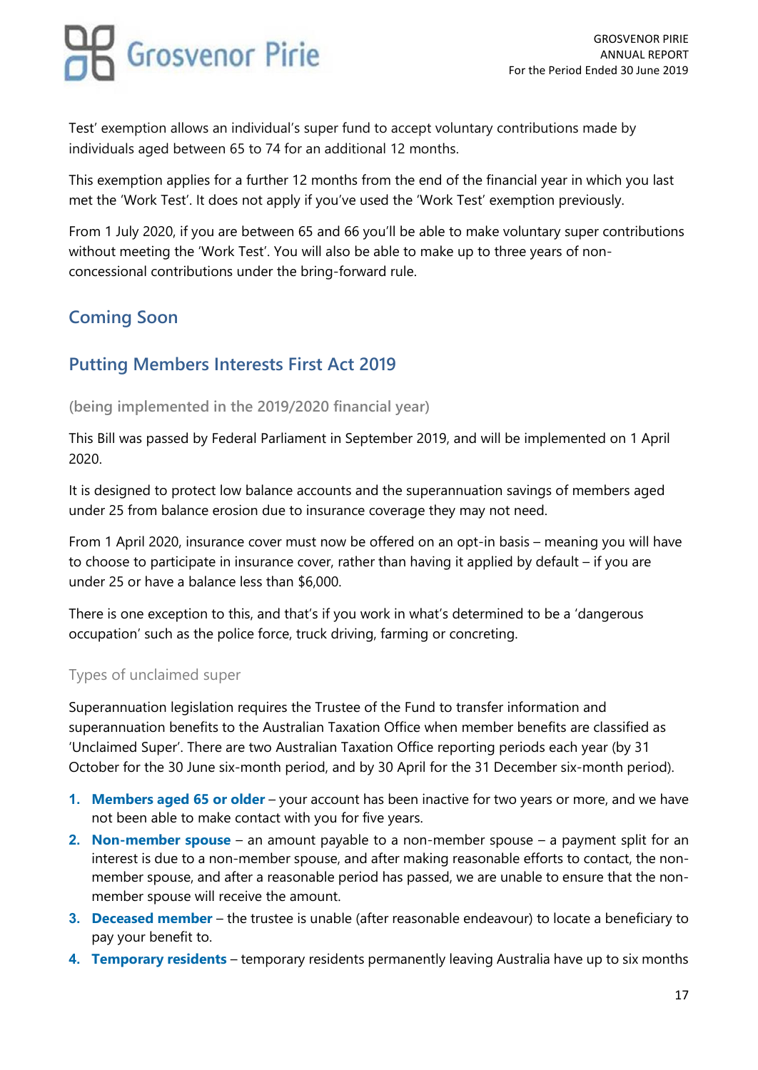Test' exemption allows an individual's super fund to accept voluntary contributions made by individuals aged between 65 to 74 for an additional 12 months.

This exemption applies for a further 12 months from the end of the financial year in which you last met the 'Work Test'. It does not apply if you've used the 'Work Test' exemption previously.

From 1 July 2020, if you are between 65 and 66 you'll be able to make voluntary super contributions without meeting the 'Work Test'. You will also be able to make up to three years of non-concessional contributions under the bring-forward rule.

## Coming Soon

## Putting Members Interests First Act 2019

### (being implemented in the 2019/2020 financial year)

This Bill was passed by Federal Parliament in September 2019, and will be implemented on 1 April 2020.

It is designed to protect low balance accounts and the superannuation savings of members aged under 25 from balance erosion due to insurance coverage they may not need.

From 1 April 2020, insurance cover must now be offered on an opt-in basis – meaning you will have to choose to participate in insurance cover, rather than having it applied by default – if you are under 25 or have a balance less than $6,000.

There is one exception to this, and that's if you work in what's determined to be a 'dangerous occupation' such as the police force, truck driving, farming or concreting.

### Types of unclaimed super

Superannuation legislation requires the Trustee of the Fund to transfer information and superannuation benefits to the Australian Taxation Office when member benefits are classified as 'Unclaimed Super'. There are two Australian Taxation Office reporting periods each year (by 31 October for the 30 June six-month period, and by 30 April for the 31 December six-month period).

1. **Members aged 65 or older** – your account has been inactive for two years or more, and we have not been able to make contact with you for five years.
2. **Non-member spouse** – an amount payable to a non-member spouse – a payment split for an interest is due to a non-member spouse, and after making reasonable efforts to contact, the non-member spouse, and after a reasonable period has passed, we are unable to ensure that the non-member spouse will receive the amount.
3. **Deceased member** – the trustee is unable (after reasonable endeavour) to locate a beneficiary to pay your benefit to.
4. **Temporary residents** – temporary residents permanently leaving Australia have up to six months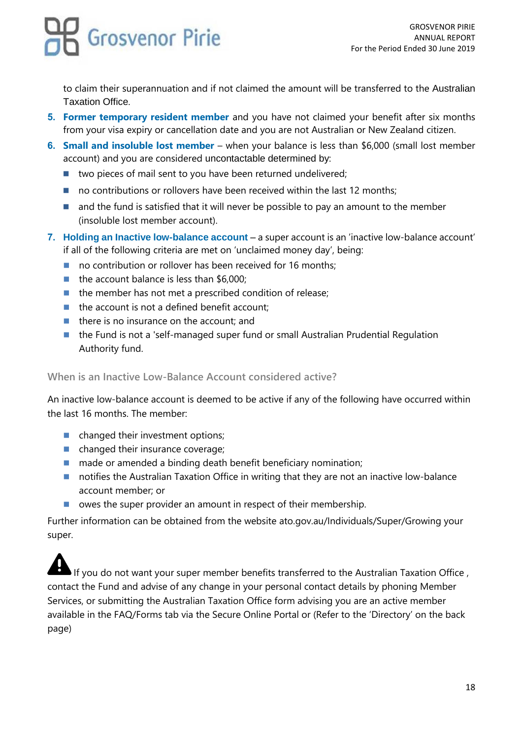to claim their superannuation and if not claimed the amount will be transferred to the Australian Taxation Office.

5. **Former temporary resident member** and you have not claimed your benefit after six months from your visa expiry or cancellation date and you are not Australian or New Zealand citizen.
6. **Small and insoluble lost member** – when your balance is less than $6,000 (small lost member account) and you are considered uncontactable determined by:
   - two pieces of mail sent to you have been returned undelivered;
   - no contributions or rollovers have been received within the last 12 months;
   - and the fund is satisfied that it will never be possible to pay an amount to the member (insoluble lost member account).
7. **Holding an Inactive low-balance account** – a super account is an 'inactive low-balance account' if all of the following criteria are met on 'unclaimed money day', being:
   - no contribution or rollover has been received for 16 months;
   - the account balance is less than $6,000;
   - the member has not met a prescribed condition of release;
   - the account is not a defined benefit account;
   - there is no insurance on the account; and
   - the Fund is not a 'self-managed super fund or small Australian Prudential Regulation Authority fund.

### When is an Inactive Low-Balance Account considered active?

An inactive low-balance account is deemed to be active if any of the following have occurred within the last 16 months. The member:

- changed their investment options;
- changed their insurance coverage;
- made or amended a binding death benefit beneficiary nomination;
- notifies the Australian Taxation Office in writing that they are not an inactive low-balance account member; or
- owes the super provider an amount in respect of their membership.

Further information can be obtained from the website ato.gov.au/Individuals/Super/Growing your super.

⚠ If you do not want your super member benefits transferred to the Australian Taxation Office , contact the Fund and advise of any change in your personal contact details by phoning Member Services, or submitting the Australian Taxation Office form advising you are an active member available in the FAQ/Forms tab via the Secure Online Portal or (Refer to the 'Directory' on the back page)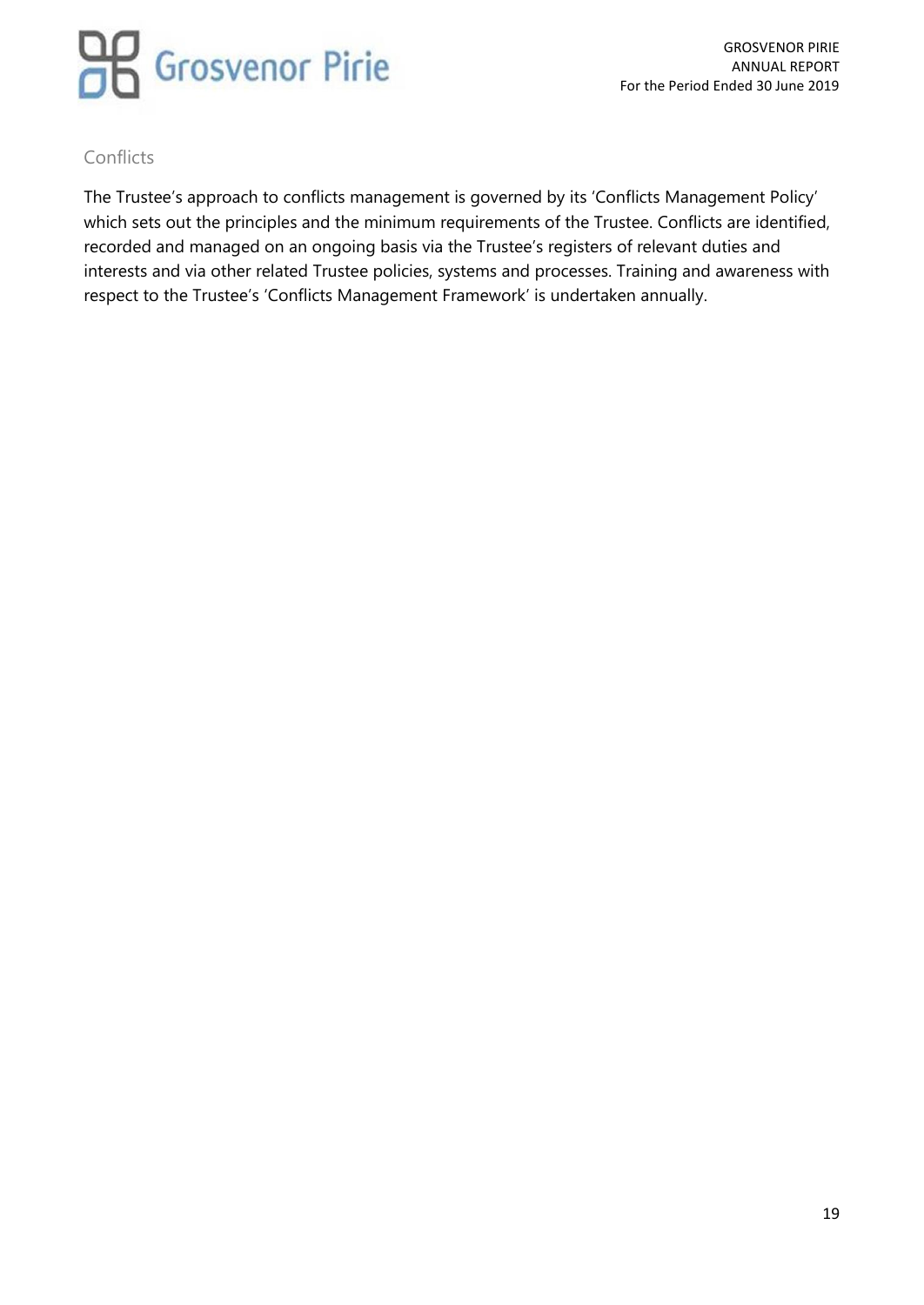## Conflicts

The Trustee's approach to conflicts management is governed by its 'Conflicts Management Policy' which sets out the principles and the minimum requirements of the Trustee. Conflicts are identified, recorded and managed on an ongoing basis via the Trustee's registers of relevant duties and interests and via other related Trustee policies, systems and processes. Training and awareness with respect to the Trustee's 'Conflicts Management Framework' is undertaken annually.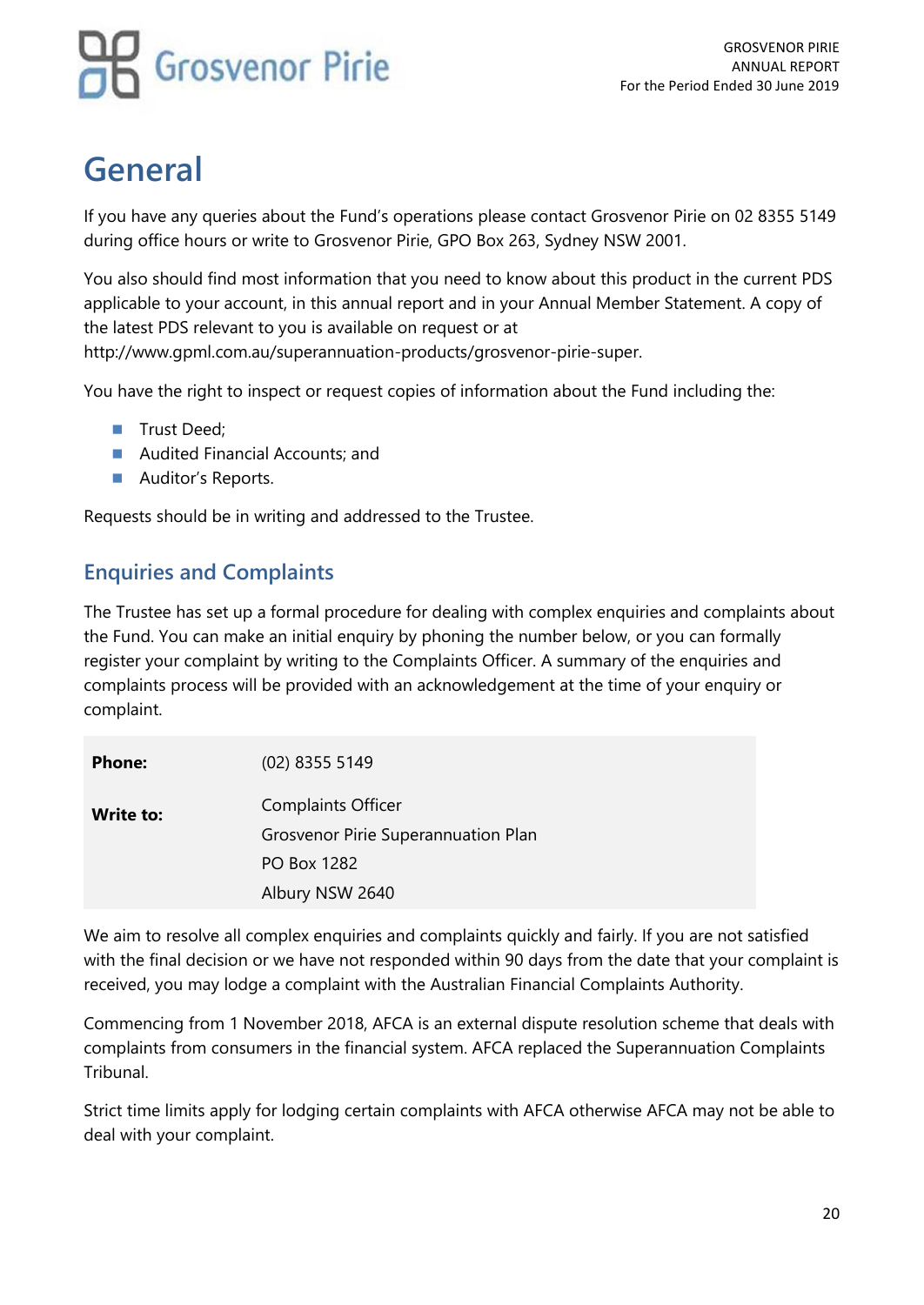# General

If you have any queries about the Fund's operations please contact Grosvenor Pirie on 02 8355 5149 during office hours or write to Grosvenor Pirie, GPO Box 263, Sydney NSW 2001.

You also should find most information that you need to know about this product in the current PDS applicable to your account, in this annual report and in your Annual Member Statement. A copy of the latest PDS relevant to you is available on request or at http://www.gpml.com.au/superannuation-products/grosvenor-pirie-super.

You have the right to inspect or request copies of information about the Fund including the:

- Trust Deed;
- Audited Financial Accounts; and
- Auditor's Reports.

Requests should be in writing and addressed to the Trustee.

## Enquiries and Complaints

The Trustee has set up a formal procedure for dealing with complex enquiries and complaints about the Fund. You can make an initial enquiry by phoning the number below, or you can formally register your complaint by writing to the Complaints Officer. A summary of the enquiries and complaints process will be provided with an acknowledgement at the time of your enquiry or complaint.

| | |
|---|---|
| **Phone:** | (02) 8355 5149 |
| **Write to:** | Complaints Officer<br>Grosvenor Pirie Superannuation Plan<br>PO Box 1282<br>Albury NSW 2640 |

We aim to resolve all complex enquiries and complaints quickly and fairly. If you are not satisfied with the final decision or we have not responded within 90 days from the date that your complaint is received, you may lodge a complaint with the Australian Financial Complaints Authority.

Commencing from 1 November 2018, AFCA is an external dispute resolution scheme that deals with complaints from consumers in the financial system. AFCA replaced the Superannuation Complaints Tribunal.

Strict time limits apply for lodging certain complaints with AFCA otherwise AFCA may not be able to deal with your complaint.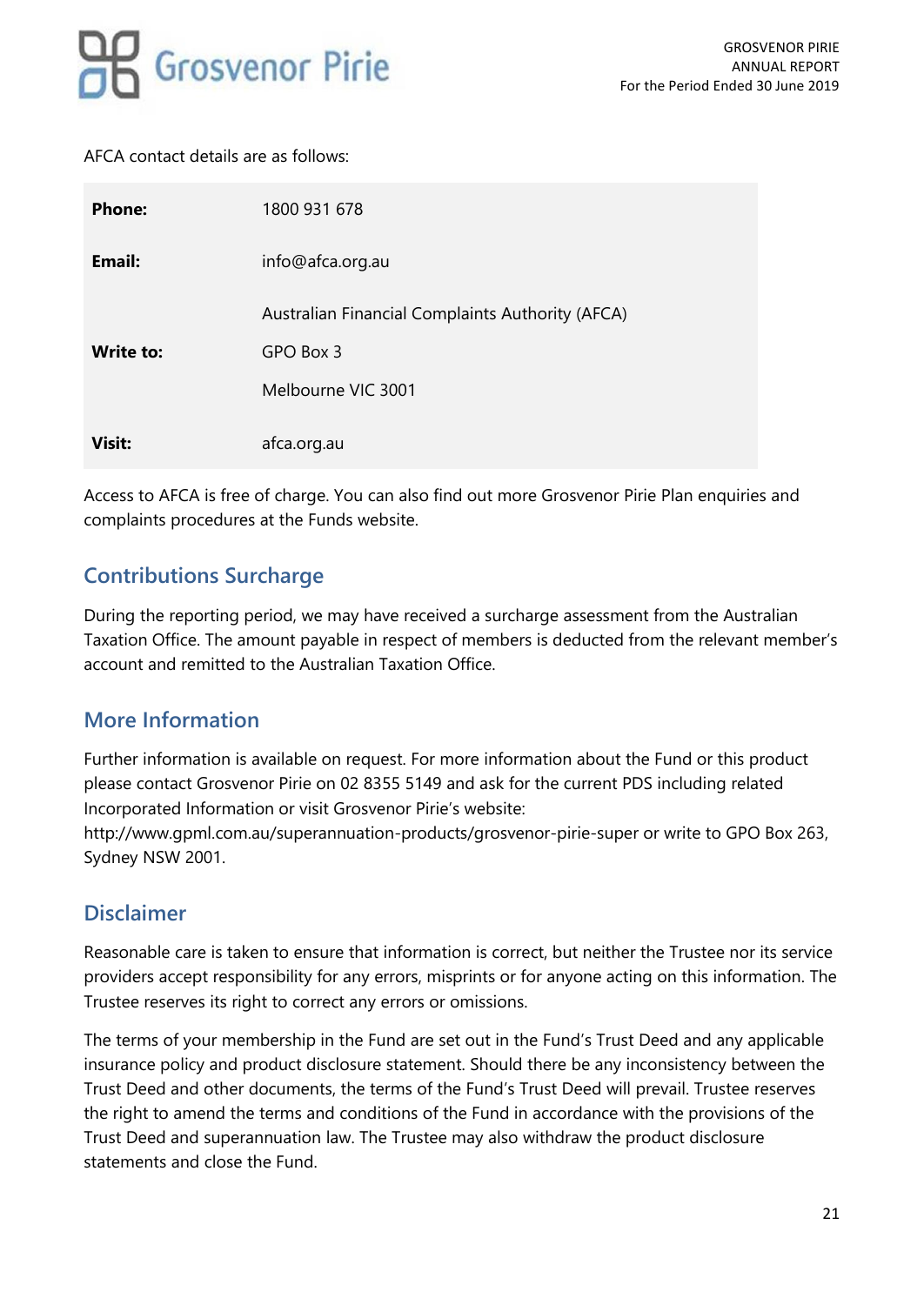AFCA contact details are as follows:

| | |
|---|---|
| **Phone:** | 1800 931 678 |
| **Email:** | info@afca.org.au |
| **Write to:** | Australian Financial Complaints Authority (AFCA)<br>GPO Box 3<br>Melbourne VIC 3001 |
| **Visit:** | afca.org.au |

Access to AFCA is free of charge. You can also find out more Grosvenor Pirie Plan enquiries and complaints procedures at the Funds website.

## Contributions Surcharge

During the reporting period, we may have received a surcharge assessment from the Australian Taxation Office. The amount payable in respect of members is deducted from the relevant member's account and remitted to the Australian Taxation Office.

## More Information

Further information is available on request. For more information about the Fund or this product please contact Grosvenor Pirie on 02 8355 5149 and ask for the current PDS including related Incorporated Information or visit Grosvenor Pirie's website: http://www.gpml.com.au/superannuation-products/grosvenor-pirie-super or write to GPO Box 263, Sydney NSW 2001.

## Disclaimer

Reasonable care is taken to ensure that information is correct, but neither the Trustee nor its service providers accept responsibility for any errors, misprints or for anyone acting on this information. The Trustee reserves its right to correct any errors or omissions.

The terms of your membership in the Fund are set out in the Fund's Trust Deed and any applicable insurance policy and product disclosure statement. Should there be any inconsistency between the Trust Deed and other documents, the terms of the Fund's Trust Deed will prevail. Trustee reserves the right to amend the terms and conditions of the Fund in accordance with the provisions of the Trust Deed and superannuation law. The Trustee may also withdraw the product disclosure statements and close the Fund.